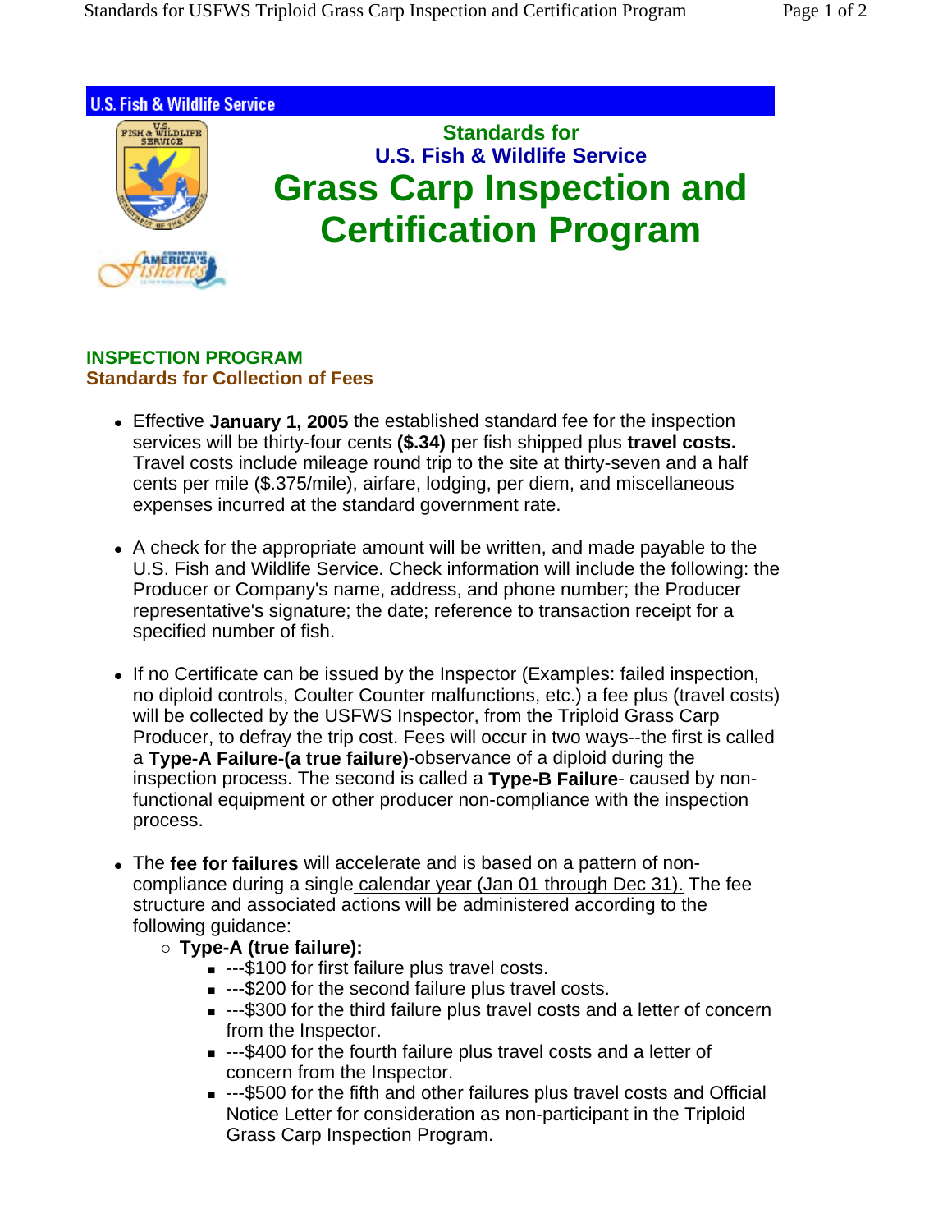U.S. Fish & Wildlife Service

# Standards for U.S. Fish & Wildlife Service Grass Carp Inspection and Certification Program

## INSPECTION PROGRAM

### Standards for Collection of Fees

- Effective **January 1, 2005** the established standard fee for the inspection services will be thirty-four cents **($.34)** per fish shipped plus **travel costs.** Travel costs include mileage round trip to the site at thirty-seven and a half cents per mile ($.375/mile), airfare, lodging, per diem, and miscellaneous expenses incurred at the standard government rate.

- A check for the appropriate amount will be written, and made payable to the U.S. Fish and Wildlife Service. Check information will include the following: the Producer or Company's name, address, and phone number; the Producer representative's signature; the date; reference to transaction receipt for a specified number of fish.

- If no Certificate can be issued by the Inspector (Examples: failed inspection, no diploid controls, Coulter Counter malfunctions, etc.) a fee plus (travel costs) will be collected by the USFWS Inspector, from the Triploid Grass Carp Producer, to defray the trip cost. Fees will occur in two ways--the first is called a **Type-A Failure-(a true failure)**-observance of a diploid during the inspection process. The second is called a **Type-B Failure**- caused by non-functional equipment or other producer non-compliance with the inspection process.

- The **fee for failures** will accelerate and is based on a pattern of non-compliance during a single calendar year (Jan 01 through Dec 31). The fee structure and associated actions will be administered according to the following guidance:
  - **Type-A (true failure):**
    - ---$100 for first failure plus travel costs.
    - ---$200 for the second failure plus travel costs.
    - ---$300 for the third failure plus travel costs and a letter of concern from the Inspector.
    - ---$400 for the fourth failure plus travel costs and a letter of concern from the Inspector.
    - ---$500 for the fifth and other failures plus travel costs and Official Notice Letter for consideration as non-participant in the Triploid Grass Carp Inspection Program.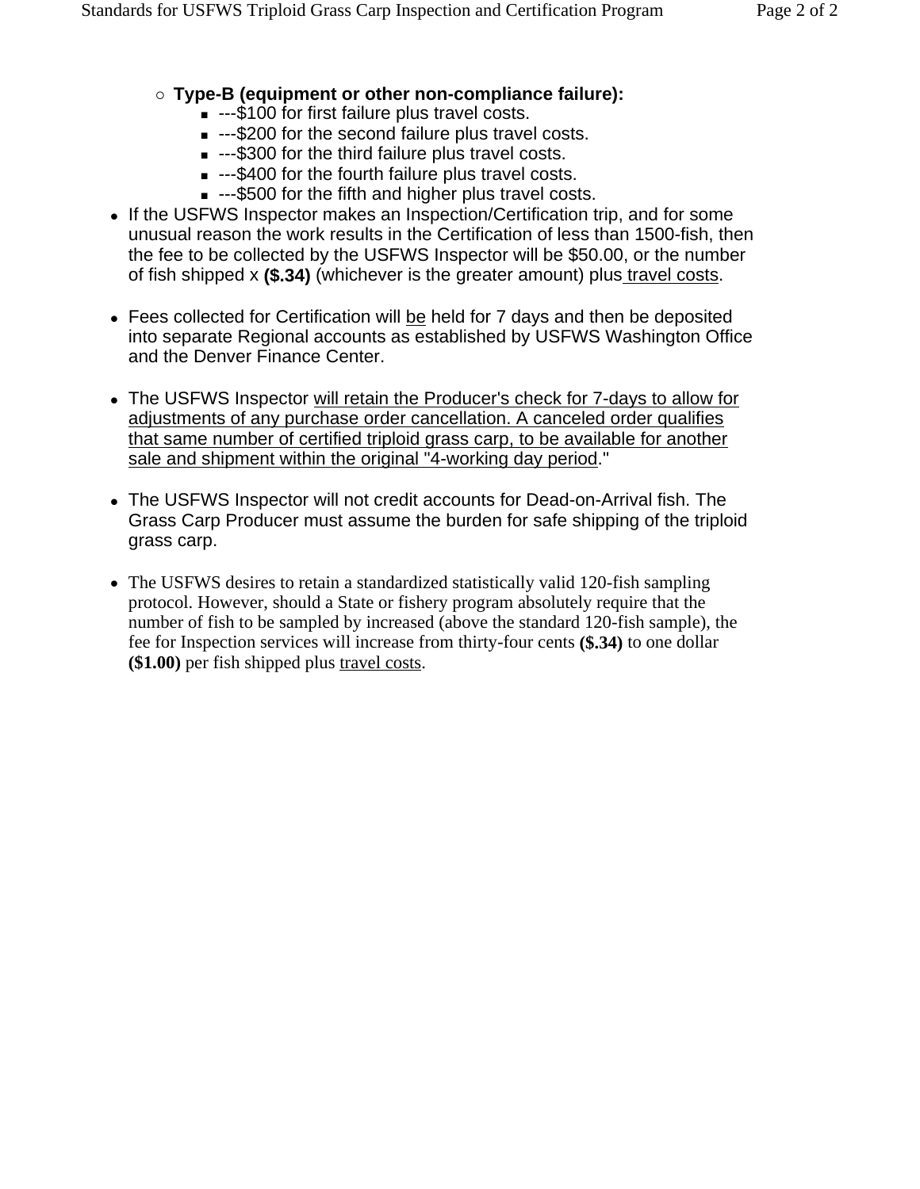- **Type-B (equipment or other non-compliance failure):**
  - ---$100 for first failure plus travel costs.
  - ---$200 for the second failure plus travel costs.
  - ---$300 for the third failure plus travel costs.
  - ---$400 for the fourth failure plus travel costs.
  - ---$500 for the fifth and higher plus travel costs.

- If the USFWS Inspector makes an Inspection/Certification trip, and for some unusual reason the work results in the Certification of less than 1500-fish, then the fee to be collected by the USFWS Inspector will be $50.00, or the number of fish shipped x **($.34)** (whichever is the greater amount) plus travel costs.

- Fees collected for Certification will be held for 7 days and then be deposited into separate Regional accounts as established by USFWS Washington Office and the Denver Finance Center.

- The USFWS Inspector will retain the Producer's check for 7-days to allow for adjustments of any purchase order cancellation. A canceled order qualifies that same number of certified triploid grass carp, to be available for another sale and shipment within the original "4-working day period."

- The USFWS Inspector will not credit accounts for Dead-on-Arrival fish. The Grass Carp Producer must assume the burden for safe shipping of the triploid grass carp.

- The USFWS desires to retain a standardized statistically valid 120-fish sampling protocol. However, should a State or fishery program absolutely require that the number of fish to be sampled by increased (above the standard 120-fish sample), the fee for Inspection services will increase from thirty-four cents **($.34)** to one dollar **($1.00)** per fish shipped plus travel costs.